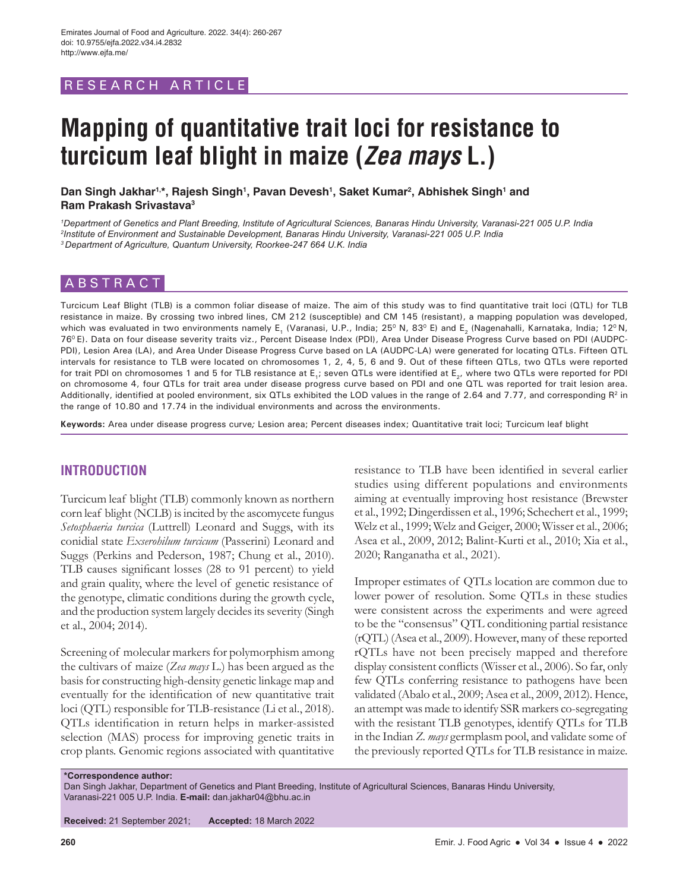RESEARCH ARTICLE

# Mapping of quantitative trait loci for resistance to turcicum leaf blight in maize (*Zea mays* L.)

**Dan Singh Jakhar[1,*], Rajesh Singh[1], Pavan Devesh[1], Saket Kumar[2], Abhishek Singh[1] and Ram Prakash Srivastava[3]**

*[1]Department of Genetics and Plant Breeding, Institute of Agricultural Sciences, Banaras Hindu University, Varanasi-221 005 U.P. India*
*[2]Institute of Environment and Sustainable Development, Banaras Hindu University, Varanasi-221 005 U.P. India*
*[3]Department of Agriculture, Quantum University, Roorkee-247 664 U.K. India*

## ABSTRACT

Turcicum Leaf Blight (TLB) is a common foliar disease of maize. The aim of this study was to find quantitative trait loci (QTL) for TLB resistance in maize. By crossing two inbred lines, CM 212 (susceptible) and CM 145 (resistant), a mapping population was developed, which was evaluated in two environments namely $E_1$ (Varanasi, U.P., India; 25° N, 83° E) and $E_2$ (Nagenahalli, Karnataka, India; 12° N, 76° E). Data on four disease severity traits viz., Percent Disease Index (PDI), Area Under Disease Progress Curve based on PDI (AUDPC-PDI), Lesion Area (LA), and Area Under Disease Progress Curve based on LA (AUDPC-LA) were generated for locating QTLs. Fifteen QTL intervals for resistance to TLB were located on chromosomes 1, 2, 4, 5, 6 and 9. Out of these fifteen QTLs, two QTLs were reported for trait PDI on chromosomes 1 and 5 for TLB resistance at $E_1$; seven QTLs were identified at $E_2$, where two QTLs were reported for PDI on chromosome 4, four QTLs for trait area under disease progress curve based on PDI and one QTL was reported for trait lesion area. Additionally, identified at pooled environment, six QTLs exhibited the LOD values in the range of 2.64 and 7.77, and corresponding $R^2$ in the range of 10.80 and 17.74 in the individual environments and across the environments.

**Keywords:** Area under disease progress curve; Lesion area; Percent diseases index; Quantitative trait loci; Turcicum leaf blight

## INTRODUCTION

Turcicum leaf blight (TLB) commonly known as northern corn leaf blight (NCLB) is incited by the ascomycete fungus *Setosphaeria turcica* (Luttrell) Leonard and Suggs, with its conidial state *Exserohilum turcicum* (Passerini) Leonard and Suggs (Perkins and Pederson, 1987; Chung et al., 2010). TLB causes significant losses (28 to 91 percent) to yield and grain quality, where the level of genetic resistance of the genotype, climatic conditions during the growth cycle, and the production system largely decides its severity (Singh et al., 2004; 2014).

Screening of molecular markers for polymorphism among the cultivars of maize (*Zea mays* L.) has been argued as the basis for constructing high-density genetic linkage map and eventually for the identification of new quantitative trait loci (QTL) responsible for TLB-resistance (Li et al., 2018). QTLs identification in return helps in marker-assisted selection (MAS) process for improving genetic traits in crop plants. Genomic regions associated with quantitative resistance to TLB have been identified in several earlier studies using different populations and environments aiming at eventually improving host resistance (Brewster et al., 1992; Dingerdissen et al., 1996; Schechert et al., 1999; Welz et al., 1999; Welz and Geiger, 2000; Wisser et al., 2006; Asea et al., 2009, 2012; Balint-Kurti et al., 2010; Xia et al., 2020; Ranganatha et al., 2021).

Improper estimates of QTLs location are common due to lower power of resolution. Some QTLs in these studies were consistent across the experiments and were agreed to be the "consensus" QTL conditioning partial resistance (rQTL) (Asea et al., 2009). However, many of these reported rQTLs have not been precisely mapped and therefore display consistent conflicts (Wisser et al., 2006). So far, only few QTLs conferring resistance to pathogens have been validated (Abalo et al., 2009; Asea et al., 2009, 2012). Hence, an attempt was made to identify SSR markers co-segregating with the resistant TLB genotypes, identify QTLs for TLB in the Indian *Z. mays* germplasm pool, and validate some of the previously reported QTLs for TLB resistance in maize.

**\*Correspondence author:**
Dan Singh Jakhar, Department of Genetics and Plant Breeding, Institute of Agricultural Sciences, Banaras Hindu University, Varanasi-221 005 U.P. India. **E-mail:** dan.jakhar04@bhu.ac.in

**Received:** 21 September 2021; **Accepted:** 18 March 2022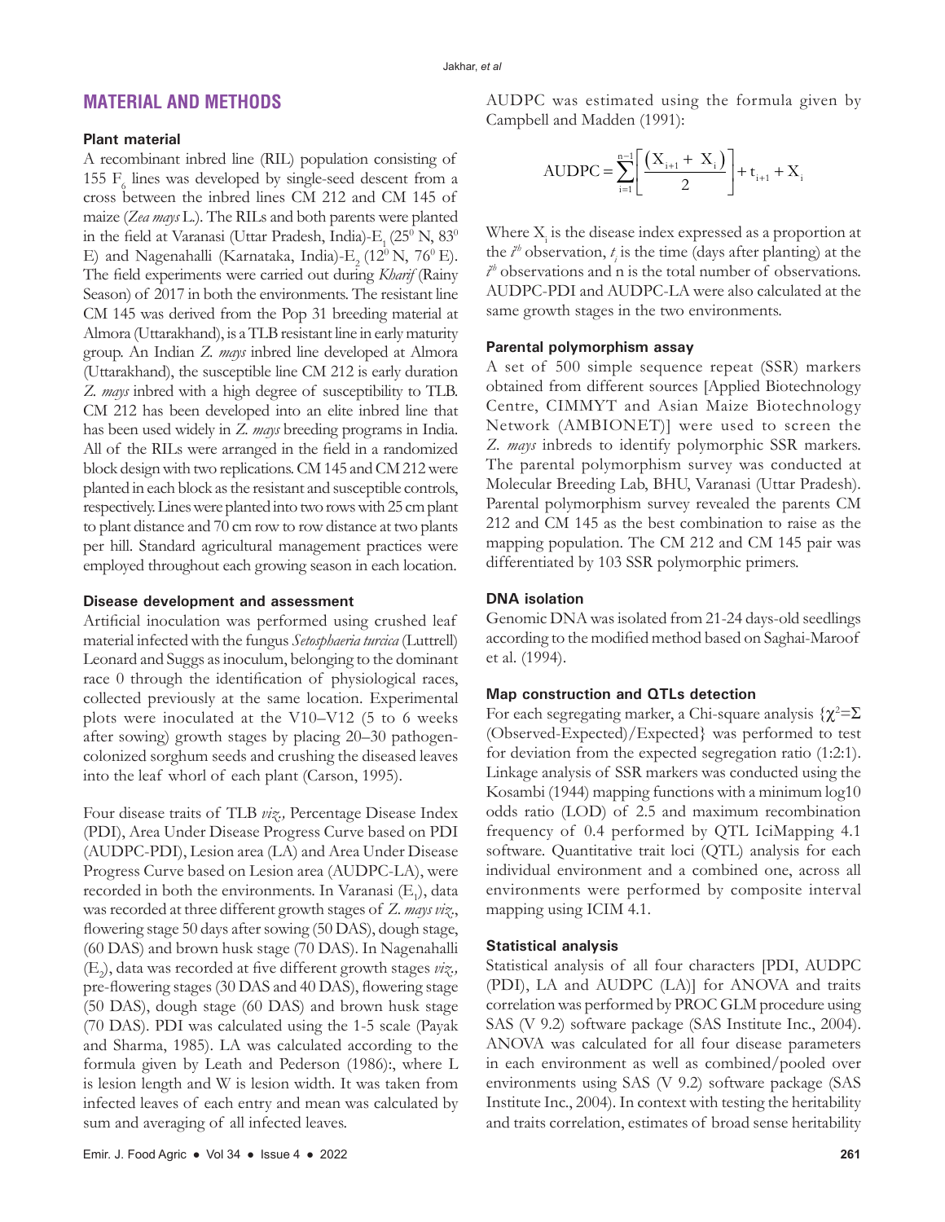## MATERIAL AND METHODS

### Plant material

A recombinant inbred line (RIL) population consisting of 155 $F_6$ lines was developed by single-seed descent from a cross between the inbred lines CM 212 and CM 145 of maize (*Zea mays* L.). The RILs and both parents were planted in the field at Varanasi (Uttar Pradesh, India)-$E_1$ ($25^0$ N, $83^0$ E) and Nagenahalli (Karnataka, India)-$E_2$ ($12^0$ N, $76^0$ E). The field experiments were carried out during *Kharif* (Rainy Season) of 2017 in both the environments. The resistant line CM 145 was derived from the Pop 31 breeding material at Almora (Uttarakhand), is a TLB resistant line in early maturity group. An Indian *Z. mays* inbred line developed at Almora (Uttarakhand), the susceptible line CM 212 is early duration *Z. mays* inbred with a high degree of susceptibility to TLB. CM 212 has been developed into an elite inbred line that has been used widely in *Z. mays* breeding programs in India. All of the RILs were arranged in the field in a randomized block design with two replications. CM 145 and CM 212 were planted in each block as the resistant and susceptible controls, respectively. Lines were planted into two rows with 25 cm plant to plant distance and 70 cm row to row distance at two plants per hill. Standard agricultural management practices were employed throughout each growing season in each location.

### Disease development and assessment

Artificial inoculation was performed using crushed leaf material infected with the fungus *Setosphaeria turcica* (Luttrell) Leonard and Suggs as inoculum, belonging to the dominant race 0 through the identification of physiological races, collected previously at the same location. Experimental plots were inoculated at the V10–V12 (5 to 6 weeks after sowing) growth stages by placing 20–30 pathogen-colonized sorghum seeds and crushing the diseased leaves into the leaf whorl of each plant (Carson, 1995).

Four disease traits of TLB *viz.,* Percentage Disease Index (PDI), Area Under Disease Progress Curve based on PDI (AUDPC-PDI), Lesion area (LA) and Area Under Disease Progress Curve based on Lesion area (AUDPC-LA), were recorded in both the environments. In Varanasi ($E_1$), data was recorded at three different growth stages of *Z. mays viz.,* flowering stage 50 days after sowing (50 DAS), dough stage, (60 DAS) and brown husk stage (70 DAS). In Nagenahalli ($E_2$), data was recorded at five different growth stages *viz.,* pre-flowering stages (30 DAS and 40 DAS), flowering stage (50 DAS), dough stage (60 DAS) and brown husk stage (70 DAS). PDI was calculated using the 1-5 scale (Payak and Sharma, 1985). LA was calculated according to the formula given by Leath and Pederson (1986):, where L is lesion length and W is lesion width. It was taken from infected leaves of each entry and mean was calculated by sum and averaging of all infected leaves.

AUDPC was estimated using the formula given by Campbell and Madden (1991):

$$\text{AUDPC} = \sum_{i=1}^{n-1}\left[\frac{(X_{i+1} + X_i)}{2}\right] + t_{i+1} + X_i$$

Where $X_i$ is the disease index expressed as a proportion at the $i^{th}$ observation, $t_i$ is the time (days after planting) at the $i^{th}$ observations and n is the total number of observations. AUDPC-PDI and AUDPC-LA were also calculated at the same growth stages in the two environments.

### Parental polymorphism assay

A set of 500 simple sequence repeat (SSR) markers obtained from different sources [Applied Biotechnology Centre, CIMMYT and Asian Maize Biotechnology Network (AMBIONET)] were used to screen the *Z. mays* inbreds to identify polymorphic SSR markers. The parental polymorphism survey was conducted at Molecular Breeding Lab, BHU, Varanasi (Uttar Pradesh). Parental polymorphism survey revealed the parents CM 212 and CM 145 as the best combination to raise as the mapping population. The CM 212 and CM 145 pair was differentiated by 103 SSR polymorphic primers.

### DNA isolation

Genomic DNA was isolated from 21-24 days-old seedlings according to the modified method based on Saghai-Maroof et al. (1994).

### Map construction and QTLs detection

For each segregating marker, a Chi-square analysis {$\chi^2=\Sigma$ (Observed-Expected)/Expected} was performed to test for deviation from the expected segregation ratio (1:2:1). Linkage analysis of SSR markers was conducted using the Kosambi (1944) mapping functions with a minimum log10 odds ratio (LOD) of 2.5 and maximum recombination frequency of 0.4 performed by QTL IciMapping 4.1 software. Quantitative trait loci (QTL) analysis for each individual environment and a combined one, across all environments were performed by composite interval mapping using ICIM 4.1.

### Statistical analysis

Statistical analysis of all four characters [PDI, AUDPC (PDI), LA and AUDPC (LA)] for ANOVA and traits correlation was performed by PROC GLM procedure using SAS (V 9.2) software package (SAS Institute Inc., 2004). ANOVA was calculated for all four disease parameters in each environment as well as combined/pooled over environments using SAS (V 9.2) software package (SAS Institute Inc., 2004). In context with testing the heritability and traits correlation, estimates of broad sense heritability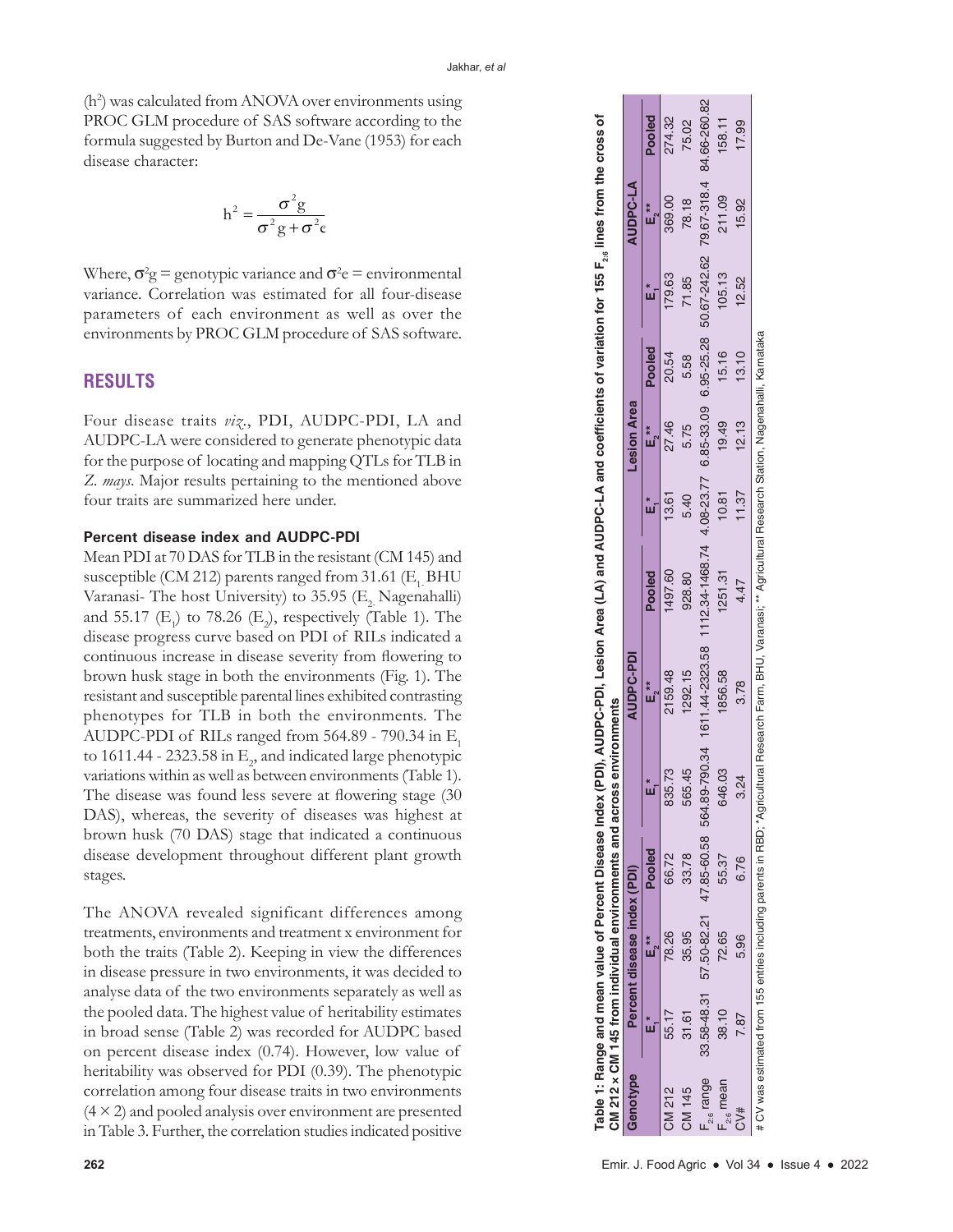($h^2$) was calculated from ANOVA over environments using PROC GLM procedure of SAS software according to the formula suggested by Burton and De-Vane (1953) for each disease character:

$$h^2 = \frac{\sigma^2 g}{\sigma^2 g + \sigma^2 \epsilon}$$

Where, $\sigma^2 g$ = genotypic variance and $\sigma^2 e$ = environmental variance. Correlation was estimated for all four-disease parameters of each environment as well as over the environments by PROC GLM procedure of SAS software.

## RESULTS

Four disease traits *viz.*, PDI, AUDPC-PDI, LA and AUDPC-LA were considered to generate phenotypic data for the purpose of locating and mapping QTLs for TLB in *Z. mays*. Major results pertaining to the mentioned above four traits are summarized here under.

### Percent disease index and AUDPC-PDI

Mean PDI at 70 DAS for TLB in the resistant (CM 145) and susceptible (CM 212) parents ranged from 31.61 ($E_1$ BHU Varanasi- The host University) to 35.95 ($E_2$ Nagenahalli) and 55.17 ($E_1$) to 78.26 ($E_2$), respectively (Table 1). The disease progress curve based on PDI of RILs indicated a continuous increase in disease severity from flowering to brown husk stage in both the environments (Fig. 1). The resistant and susceptible parental lines exhibited contrasting phenotypes for TLB in both the environments. The AUDPC-PDI of RILs ranged from 564.89 - 790.34 in $E_1$ to 1611.44 - 2323.58 in $E_2$, and indicated large phenotypic variations within as well as between environments (Table 1). The disease was found less severe at flowering stage (30 DAS), whereas, the severity of diseases was highest at brown husk (70 DAS) stage that indicated a continuous disease development throughout different plant growth stages.

The ANOVA revealed significant differences among treatments, environments and treatment x environment for both the traits (Table 2). Keeping in view the differences in disease pressure in two environments, it was decided to analyse data of the two environments separately as well as the pooled data. The highest value of heritability estimates in broad sense (Table 2) was recorded for AUDPC based on percent disease index (0.74). However, low value of heritability was observed for PDI (0.39). The phenotypic correlation among four disease traits in two environments (4 × 2) and pooled analysis over environment are presented in Table 3. Further, the correlation studies indicated positive

**Table 1: Range and mean value of Percent Disease Index (PDI), AUDPC-PDI, Lesion Area (LA) and AUDPC-LA and coefficients of variation for 155 $F_{2:6}$ lines from the cross of CM 212 x CM 145 from individual environments and across environments**

| Genotype | Percent disease index (PDI) | | | AUDPC-PDI | | | Lesion Area | | | AUDPC-LA | | |
|---|---|---|---|---|---|---|---|---|---|---|---|---|
| | $E_1$* | $E_2$** | Pooled | $E_1$* | $E_2$** | Pooled | $E_1$* | $E_2$** | Pooled | $E_1$* | $E_2$** | Pooled |
| CM 212 | 55.17 | 78.26 | 66.72 | 835.73 | 2159.48 | 1497.60 | 13.61 | 27.46 | 20.54 | 179.63 | 369.00 | 274.32 |
| CM 145 | 31.61 | 35.95 | 33.78 | 565.45 | 1292.15 | 928.80 | 5.40 | 5.75 | 5.58 | 71.85 | 78.18 | 75.02 |
| $F_{2:6}$ range | 33.58-48.31 | 57.50-82.21 | 47.85-60.58 | 564.89-790.34 | 1611.44-2323.58 | 1112.34-1468.74 | 4.08-23.77 | 6.85-33.09 | 6.95-25.28 | 50.67-242.62 | 79.67-318.4 | 84.66-260.82 |
| $F_{2:6}$ mean | 38.10 | 72.65 | 55.37 | 646.03 | 1856.58 | 1251.31 | 10.81 | 19.49 | 15.16 | 105.13 | 211.09 | 158.11 |
| CV# | 7.87 | 5.96 | 6.76 | 3.24 | 3.78 | 4.47 | 11.37 | 12.13 | 13.10 | 12.52 | 15.92 | 17.99 |

# CV was estimated from 155 entries including parents in RBD; *Agricultural Research Farm, BHU, Varanasi; ** Agricultural Research Station, Nagenahalli, Karnataka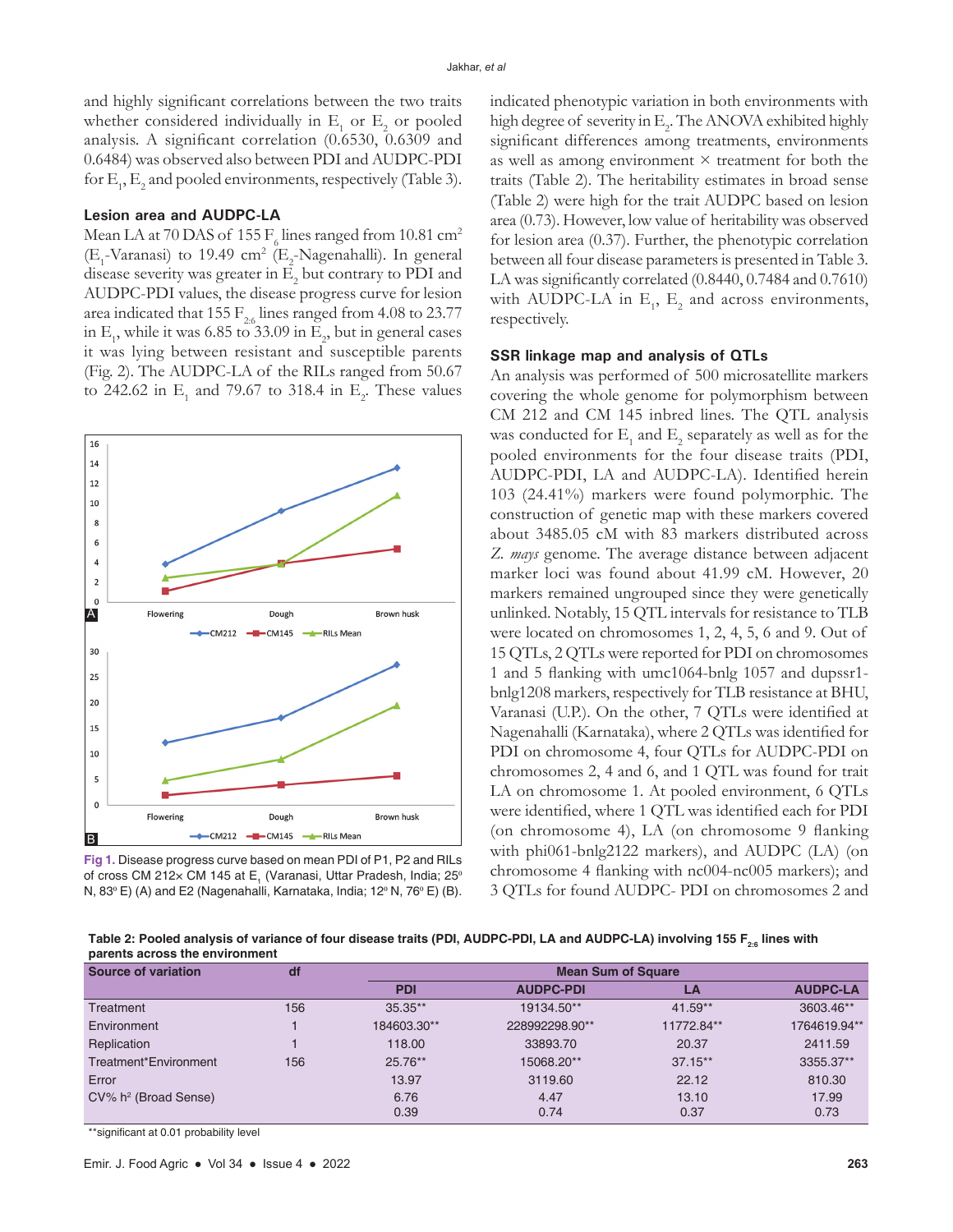and highly significant correlations between the two traits whether considered individually in $E_1$ or $E_2$ or pooled analysis. A significant correlation (0.6530, 0.6309 and 0.6484) was observed also between PDI and AUDPC-PDI for $E_1$, $E_2$ and pooled environments, respectively (Table 3).

### Lesion area and AUDPC-LA

Mean LA at 70 DAS of 155 $F_6$ lines ranged from 10.81 $cm^2$ ($E_1$-Varanasi) to 19.49 $cm^2$ ($E_2$-Nagenahalli). In general disease severity was greater in $E_2$ but contrary to PDI and AUDPC-PDI values, the disease progress curve for lesion area indicated that 155 $F_{2:6}$ lines ranged from 4.08 to 23.77 in $E_1$, while it was 6.85 to 33.09 in $E_2$, but in general cases it was lying between resistant and susceptible parents (Fig. 2). The AUDPC-LA of the RILs ranged from 50.67 to 242.62 in $E_1$ and 79.67 to 318.4 in $E_2$. These values indicated phenotypic variation in both environments with high degree of severity in $E_2$. The ANOVA exhibited highly significant differences among treatments, environments as well as among environment × treatment for both the traits (Table 2). The heritability estimates in broad sense (Table 2) were high for the trait AUDPC based on lesion area (0.73). However, low value of heritability was observed for lesion area (0.37). Further, the phenotypic correlation between all four disease parameters is presented in Table 3. LA was significantly correlated (0.8440, 0.7484 and 0.7610) with AUDPC-LA in $E_1$, $E_2$ and across environments, respectively.

Fig 1. Disease progress curve based on mean PDI of P1, P2 and RILs of cross CM 212× CM 145 at $E_1$ (Varanasi, Uttar Pradesh, India; 25° N, 83° E) (A) and E2 (Nagenahalli, Karnataka, India; 12° N, 76° E) (B).

### SSR linkage map and analysis of QTLs

An analysis was performed of 500 microsatellite markers covering the whole genome for polymorphism between CM 212 and CM 145 inbred lines. The QTL analysis was conducted for $E_1$ and $E_2$ separately as well as for the pooled environments for the four disease traits (PDI, AUDPC-PDI, LA and AUDPC-LA). Identified herein 103 (24.41%) markers were found polymorphic. The construction of genetic map with these markers covered about 3485.05 cM with 83 markers distributed across *Z. mays* genome. The average distance between adjacent marker loci was found about 41.99 cM. However, 20 markers remained ungrouped since they were genetically unlinked. Notably, 15 QTL intervals for resistance to TLB were located on chromosomes 1, 2, 4, 5, 6 and 9. Out of 15 QTLs, 2 QTLs were reported for PDI on chromosomes 1 and 5 flanking with umc1064-bnlg 1057 and dupssr1-bnlg1208 markers, respectively for TLB resistance at BHU, Varanasi (U.P.). On the other, 7 QTLs were identified at Nagenahalli (Karnataka), where 2 QTLs was identified for PDI on chromosome 4, four QTLs for AUDPC-PDI on chromosomes 2, 4 and 6, and 1 QTL was found for trait LA on chromosome 1. At pooled environment, 6 QTLs were identified, where 1 QTL was identified each for PDI (on chromosome 4), LA (on chromosome 9 flanking with phi061-bnlg2122 markers), and AUDPC (LA) (on chromosome 4 flanking with nc004-nc005 markers); and 3 QTLs for found AUDPC- PDI on chromosomes 2 and

**Table 2: Pooled analysis of variance of four disease traits (PDI, AUDPC-PDI, LA and AUDPC-LA) involving 155 $F_{2:6}$ lines with parents across the environment**

| Source of variation | df | Mean Sum of Square | | | |
|---|---|---|---|---|---|
| | | PDI | AUDPC-PDI | LA | AUDPC-LA |
| Treatment | 156 | 35.35** | 19134.50** | 41.59** | 3603.46** |
| Environment | 1 | 184603.30** | 228992298.90** | 11772.84** | 1764619.94** |
| Replication | 1 | 118.00 | 33893.70 | 20.37 | 2411.59 |
| Treatment*Environment | 156 | 25.76** | 15068.20** | 37.15** | 3355.37** |
| Error | | 13.97 | 3119.60 | 22.12 | 810.30 |
| CV% $h^2$ (Broad Sense) | | 6.76<br>0.39 | 4.47<br>0.74 | 13.10<br>0.37 | 17.99<br>0.73 |

**significant at 0.01 probability level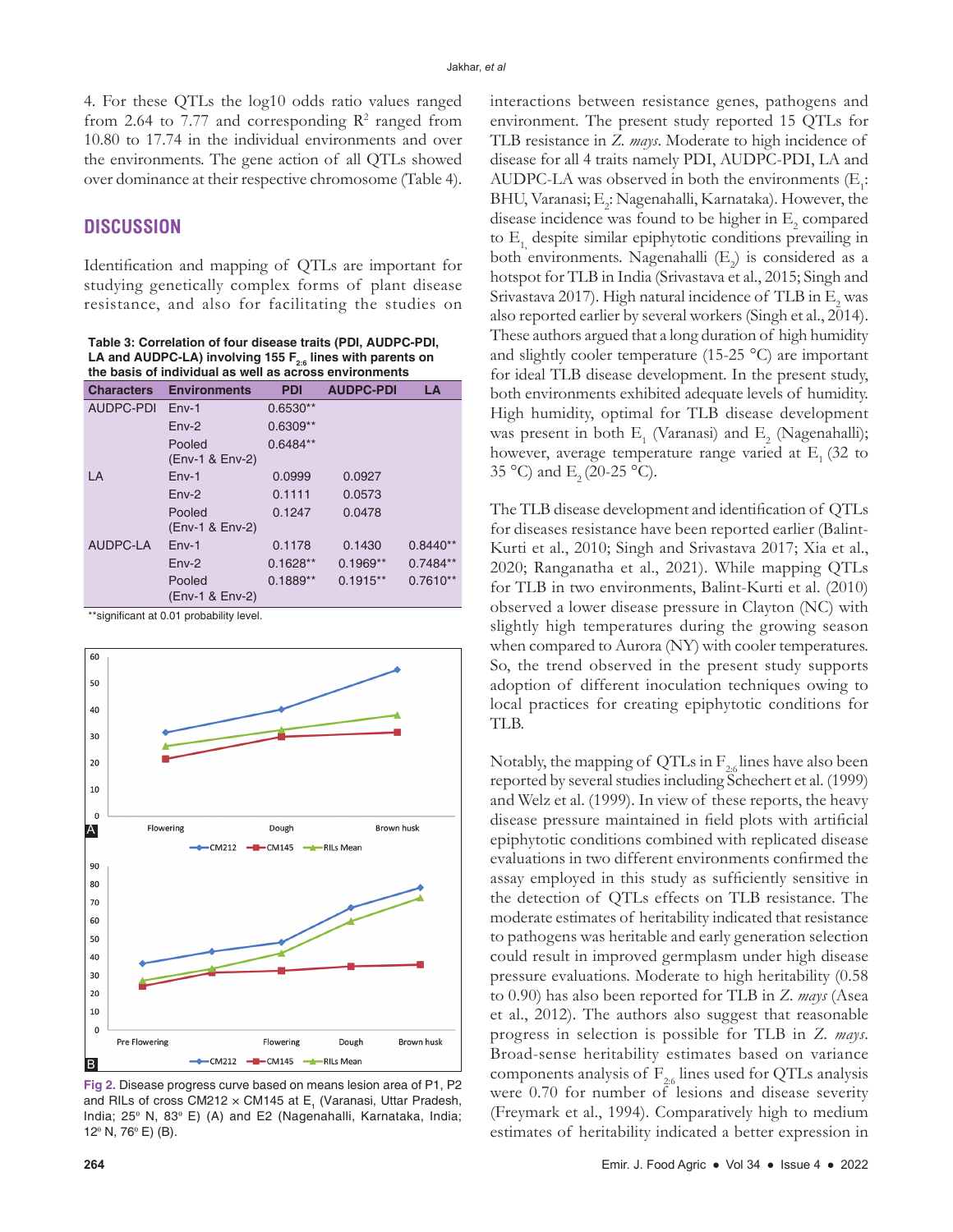4. For these QTLs the log10 odds ratio values ranged from 2.64 to 7.77 and corresponding $R^2$ ranged from 10.80 to 17.74 in the individual environments and over the environments. The gene action of all QTLs showed over dominance at their respective chromosome (Table 4).

## DISCUSSION

Identification and mapping of QTLs are important for studying genetically complex forms of plant disease resistance, and also for facilitating the studies on interactions between resistance genes, pathogens and environment. The present study reported 15 QTLs for TLB resistance in *Z. mays*. Moderate to high incidence of disease for all 4 traits namely PDI, AUDPC-PDI, LA and AUDPC-LA was observed in both the environments ($E_1$: BHU, Varanasi; $E_2$: Nagenahalli, Karnataka). However, the disease incidence was found to be higher in $E_2$ compared to $E_1$, despite similar epiphytotic conditions prevailing in both environments. Nagenahalli ($E_2$) is considered as a hotspot for TLB in India (Srivastava et al., 2015; Singh and Srivastava 2017). High natural incidence of TLB in $E_2$ was also reported earlier by several workers (Singh et al., 2014). These authors argued that a long duration of high humidity and slightly cooler temperature (15-25 °C) are important for ideal TLB disease development. In the present study, both environments exhibited adequate levels of humidity. High humidity, optimal for TLB disease development was present in both $E_1$ (Varanasi) and $E_2$ (Nagenahalli); however, average temperature range varied at $E_1$ (32 to 35 °C) and $E_2$ (20-25 °C).

**Table 3: Correlation of four disease traits (PDI, AUDPC-PDI, LA and AUDPC-LA) involving 155 $F_{2:6}$ lines with parents on the basis of individual as well as across environments**

| Characters | Environments | PDI | AUDPC-PDI | LA |
|---|---|---|---|---|
| AUDPC-PDI | Env-1 | 0.6530** | | |
| | Env-2 | 0.6309** | | |
| | Pooled (Env-1 & Env-2) | 0.6484** | | |
| LA | Env-1 | 0.0999 | 0.0927 | |
| | Env-2 | 0.1111 | 0.0573 | |
| | Pooled (Env-1 & Env-2) | 0.1247 | 0.0478 | |
| AUDPC-LA | Env-1 | 0.1178 | 0.1430 | 0.8440** |
| | Env-2 | 0.1628** | 0.1969** | 0.7484** |
| | Pooled (Env-1 & Env-2) | 0.1889** | 0.1915** | 0.7610** |

**significant at 0.01 probability level.

Fig 2. Disease progress curve based on means lesion area of P1, P2 and RILs of cross CM212 × CM145 at $E_1$ (Varanasi, Uttar Pradesh, India; 25° N, 83° E) (A) and E2 (Nagenahalli, Karnataka, India; 12° N, 76° E) (B).

The TLB disease development and identification of QTLs for diseases resistance have been reported earlier (Balint-Kurti et al., 2010; Singh and Srivastava 2017; Xia et al., 2020; Ranganatha et al., 2021). While mapping QTLs for TLB in two environments, Balint-Kurti et al. (2010) observed a lower disease pressure in Clayton (NC) with slightly high temperatures during the growing season when compared to Aurora (NY) with cooler temperatures. So, the trend observed in the present study supports adoption of different inoculation techniques owing to local practices for creating epiphytotic conditions for TLB.

Notably, the mapping of QTLs in $F_{2:6}$ lines have also been reported by several studies including Schechert et al. (1999) and Welz et al. (1999). In view of these reports, the heavy disease pressure maintained in field plots with artificial epiphytotic conditions combined with replicated disease evaluations in two different environments confirmed the assay employed in this study as sufficiently sensitive in the detection of QTLs effects on TLB resistance. The moderate estimates of heritability indicated that resistance to pathogens was heritable and early generation selection could result in improved germplasm under high disease pressure evaluations. Moderate to high heritability (0.58 to 0.90) has also been reported for TLB in *Z. mays* (Asea et al., 2012). The authors also suggest that reasonable progress in selection is possible for TLB in *Z. mays*. Broad-sense heritability estimates based on variance components analysis of $F_{2:6}$ lines used for QTLs analysis were 0.70 for number of lesions and disease severity (Freymark et al., 1994). Comparatively high to medium estimates of heritability indicated a better expression in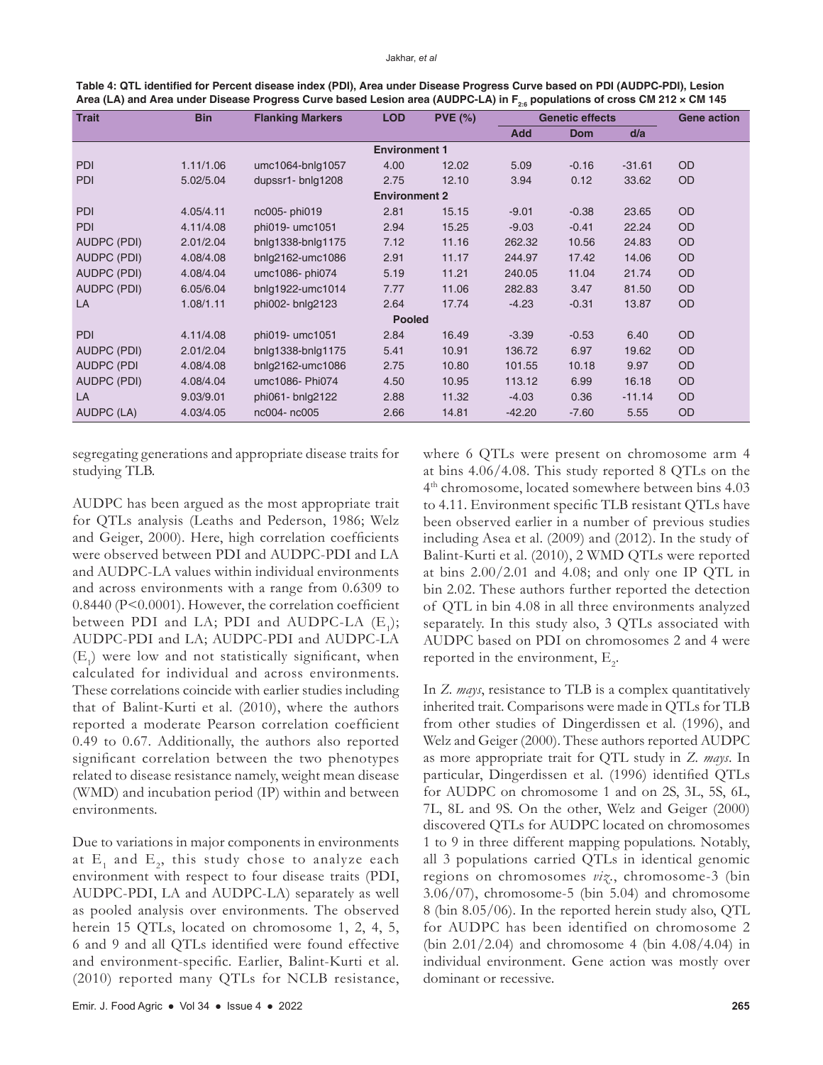**Table 4: QTL identified for Percent disease index (PDI), Area under Disease Progress Curve based on PDI (AUDPC-PDI), Lesion Area (LA) and Area under Disease Progress Curve based Lesion area (AUDPC-LA) in $F_{2:6}$ populations of cross CM 212 × CM 145**

| Trait | Bin | Flanking Markers | LOD | PVE (%) | Genetic effects | | | Gene action |
|---|---|---|---|---|---|---|---|---|
| | | | | | Add | Dom | d/a | |
| **Environment 1** | | | | | | | | |
| PDI | 1.11/1.06 | umc1064-bnlg1057 | 4.00 | 12.02 | 5.09 | -0.16 | -31.61 | OD |
| PDI | 5.02/5.04 | dupssr1- bnlg1208 | 2.75 | 12.10 | 3.94 | 0.12 | 33.62 | OD |
| **Environment 2** | | | | | | | | |
| PDI | 4.05/4.11 | nc005- phi019 | 2.81 | 15.15 | -9.01 | -0.38 | 23.65 | OD |
| PDI | 4.11/4.08 | phi019- umc1051 | 2.94 | 15.25 | -9.03 | -0.41 | 22.24 | OD |
| AUDPC (PDI) | 2.01/2.04 | bnlg1338-bnlg1175 | 7.12 | 11.16 | 262.32 | 10.56 | 24.83 | OD |
| AUDPC (PDI) | 4.08/4.08 | bnlg2162-umc1086 | 2.91 | 11.17 | 244.97 | 17.42 | 14.06 | OD |
| AUDPC (PDI) | 4.08/4.04 | umc1086- phi074 | 5.19 | 11.21 | 240.05 | 11.04 | 21.74 | OD |
| AUDPC (PDI) | 6.05/6.04 | bnlg1922-umc1014 | 7.77 | 11.06 | 282.83 | 3.47 | 81.50 | OD |
| LA | 1.08/1.11 | phi002- bnlg2123 | 2.64 | 17.74 | -4.23 | -0.31 | 13.87 | OD |
| **Pooled** | | | | | | | | |
| PDI | 4.11/4.08 | phi019- umc1051 | 2.84 | 16.49 | -3.39 | -0.53 | 6.40 | OD |
| AUDPC (PDI) | 2.01/2.04 | bnlg1338-bnlg1175 | 5.41 | 10.91 | 136.72 | 6.97 | 19.62 | OD |
| AUDPC (PDI | 4.08/4.08 | bnlg2162-umc1086 | 2.75 | 10.80 | 101.55 | 10.18 | 9.97 | OD |
| AUDPC (PDI) | 4.08/4.04 | umc1086- Phi074 | 4.50 | 10.95 | 113.12 | 6.99 | 16.18 | OD |
| LA | 9.03/9.01 | phi061- bnlg2122 | 2.88 | 11.32 | -4.03 | 0.36 | -11.14 | OD |
| AUDPC (LA) | 4.03/4.05 | nc004- nc005 | 2.66 | 14.81 | -42.20 | -7.60 | 5.55 | OD |

segregating generations and appropriate disease traits for studying TLB.

AUDPC has been argued as the most appropriate trait for QTLs analysis (Leaths and Pederson, 1986; Welz and Geiger, 2000). Here, high correlation coefficients were observed between PDI and AUDPC-PDI and LA and AUDPC-LA values within individual environments and across environments with a range from 0.6309 to 0.8440 ($P<0.0001$). However, the correlation coefficient between PDI and LA; PDI and AUDPC-LA ($E_1$); AUDPC-PDI and LA; AUDPC-PDI and AUDPC-LA ($E_1$) were low and not statistically significant, when calculated for individual and across environments. These correlations coincide with earlier studies including that of Balint-Kurti et al. (2010), where the authors reported a moderate Pearson correlation coefficient 0.49 to 0.67. Additionally, the authors also reported significant correlation between the two phenotypes related to disease resistance namely, weight mean disease (WMD) and incubation period (IP) within and between environments.

Due to variations in major components in environments at $E_1$ and $E_2$, this study chose to analyze each environment with respect to four disease traits (PDI, AUDPC-PDI, LA and AUDPC-LA) separately as well as pooled analysis over environments. The observed herein 15 QTLs, located on chromosome 1, 2, 4, 5, 6 and 9 and all QTLs identified were found effective and environment-specific. Earlier, Balint-Kurti et al. (2010) reported many QTLs for NCLB resistance, where 6 QTLs were present on chromosome arm 4 at bins 4.06/4.08. This study reported 8 QTLs on the 4th chromosome, located somewhere between bins 4.03 to 4.11. Environment specific TLB resistant QTLs have been observed earlier in a number of previous studies including Asea et al. (2009) and (2012). In the study of Balint-Kurti et al. (2010), 2 WMD QTLs were reported at bins 2.00/2.01 and 4.08; and only one IP QTL in bin 2.02. These authors further reported the detection of QTL in bin 4.08 in all three environments analyzed separately. In this study also, 3 QTLs associated with AUDPC based on PDI on chromosomes 2 and 4 were reported in the environment, $E_2$.

In *Z. mays*, resistance to TLB is a complex quantitatively inherited trait. Comparisons were made in QTLs for TLB from other studies of Dingerdissen et al. (1996), and Welz and Geiger (2000). These authors reported AUDPC as more appropriate trait for QTL study in *Z. mays*. In particular, Dingerdissen et al. (1996) identified QTLs for AUDPC on chromosome 1 and on 2S, 3L, 5S, 6L, 7L, 8L and 9S. On the other, Welz and Geiger (2000) discovered QTLs for AUDPC located on chromosomes 1 to 9 in three different mapping populations. Notably, all 3 populations carried QTLs in identical genomic regions on chromosomes *viz*., chromosome-3 (bin 3.06/07), chromosome-5 (bin 5.04) and chromosome 8 (bin 8.05/06). In the reported herein study also, QTL for AUDPC has been identified on chromosome 2 (bin 2.01/2.04) and chromosome 4 (bin 4.08/4.04) in individual environment. Gene action was mostly over dominant or recessive.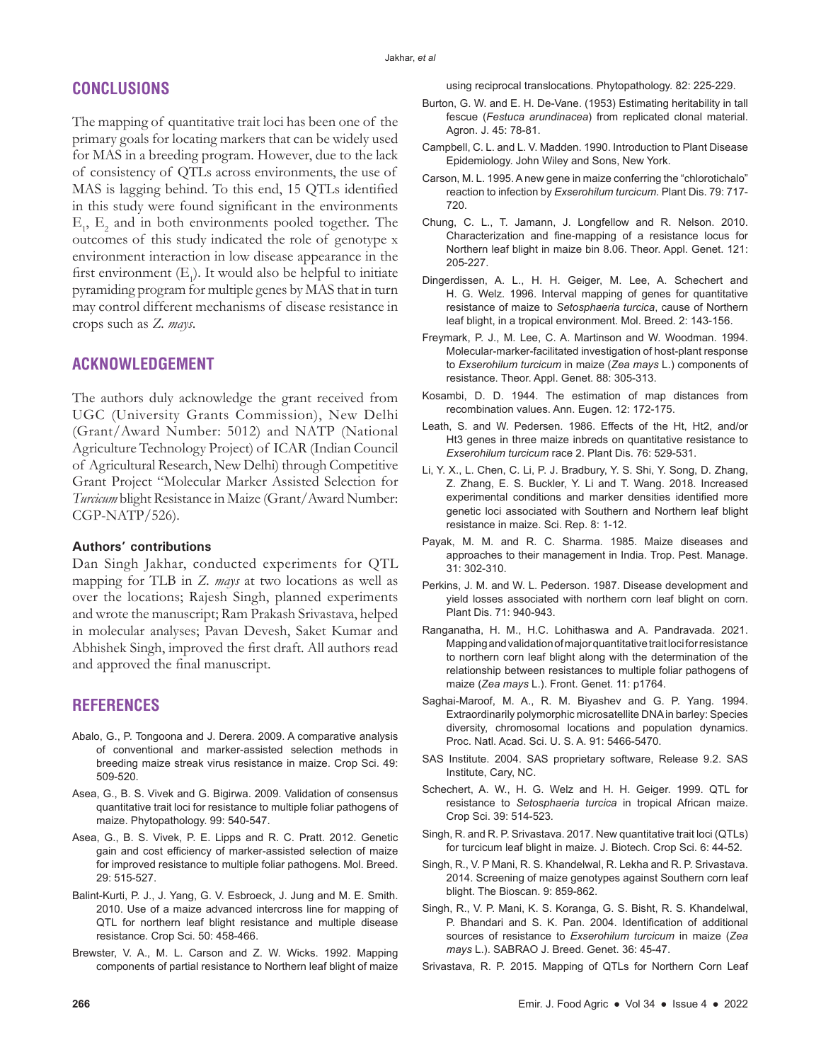## CONCLUSIONS

The mapping of quantitative trait loci has been one of the primary goals for locating markers that can be widely used for MAS in a breeding program. However, due to the lack of consistency of QTLs across environments, the use of MAS is lagging behind. To this end, 15 QTLs identified in this study were found significant in the environments $E_1$, $E_2$ and in both environments pooled together. The outcomes of this study indicated the role of genotype x environment interaction in low disease appearance in the first environment ($E_1$). It would also be helpful to initiate pyramiding program for multiple genes by MAS that in turn may control different mechanisms of disease resistance in crops such as *Z. mays*.

## ACKNOWLEDGEMENT

The authors duly acknowledge the grant received from UGC (University Grants Commission), New Delhi (Grant/Award Number: 5012) and NATP (National Agriculture Technology Project) of ICAR (Indian Council of Agricultural Research, New Delhi) through Competitive Grant Project "Molecular Marker Assisted Selection for *Turcicum* blight Resistance in Maize (Grant/Award Number: CGP-NATP/526).

### Authors' contributions

Dan Singh Jakhar, conducted experiments for QTL mapping for TLB in *Z. mays* at two locations as well as over the locations; Rajesh Singh, planned experiments and wrote the manuscript; Ram Prakash Srivastava, helped in molecular analyses; Pavan Devesh, Saket Kumar and Abhishek Singh, improved the first draft. All authors read and approved the final manuscript.

## REFERENCES

Abalo, G., P. Tongoona and J. Derera. 2009. A comparative analysis of conventional and marker-assisted selection methods in breeding maize streak virus resistance in maize. Crop Sci. 49: 509-520.

Asea, G., B. S. Vivek and G. Bigirwa. 2009. Validation of consensus quantitative trait loci for resistance to multiple foliar pathogens of maize. Phytopathology. 99: 540-547.

Asea, G., B. S. Vivek, P. E. Lipps and R. C. Pratt. 2012. Genetic gain and cost efficiency of marker-assisted selection of maize for improved resistance to multiple foliar pathogens. Mol. Breed. 29: 515-527.

Balint-Kurti, P. J., J. Yang, G. V. Esbroeck, J. Jung and M. E. Smith. 2010. Use of a maize advanced intercross line for mapping of QTL for northern leaf blight resistance and multiple disease resistance. Crop Sci. 50: 458-466.

Brewster, V. A., M. L. Carson and Z. W. Wicks. 1992. Mapping components of partial resistance to Northern leaf blight of maize using reciprocal translocations. Phytopathology. 82: 225-229.

Burton, G. W. and E. H. De-Vane. (1953) Estimating heritability in tall fescue (*Festuca arundinacea*) from replicated clonal material. Agron. J. 45: 78-81.

Campbell, C. L. and L. V. Madden. 1990. Introduction to Plant Disease Epidemiology. John Wiley and Sons, New York.

Carson, M. L. 1995. A new gene in maize conferring the "chlorotichalo" reaction to infection by *Exserohilum turcicum*. Plant Dis. 79: 717-720.

Chung, C. L., T. Jamann, J. Longfellow and R. Nelson. 2010. Characterization and fine-mapping of a resistance locus for Northern leaf blight in maize bin 8.06. Theor. Appl. Genet. 121: 205-227.

Dingerdissen, A. L., H. H. Geiger, M. Lee, A. Schechert and H. G. Welz. 1996. Interval mapping of genes for quantitative resistance of maize to *Setosphaeria turcica*, cause of Northern leaf blight, in a tropical environment. Mol. Breed. 2: 143-156.

Freymark, P. J., M. Lee, C. A. Martinson and W. Woodman. 1994. Molecular-marker-facilitated investigation of host-plant response to *Exserohilum turcicum* in maize (*Zea mays* L.) components of resistance. Theor. Appl. Genet. 88: 305-313.

Kosambi, D. D. 1944. The estimation of map distances from recombination values. Ann. Eugen. 12: 172-175.

Leath, S. and W. Pedersen. 1986. Effects of the Ht, Ht2, and/or Ht3 genes in three maize inbreds on quantitative resistance to *Exserohilum turcicum* race 2. Plant Dis. 76: 529-531.

Li, Y. X., L. Chen, C. Li, P. J. Bradbury, Y. S. Shi, Y. Song, D. Zhang, Z. Zhang, E. S. Buckler, Y. Li and T. Wang. 2018. Increased experimental conditions and marker densities identified more genetic loci associated with Southern and Northern leaf blight resistance in maize. Sci. Rep. 8: 1-12.

Payak, M. M. and R. C. Sharma. 1985. Maize diseases and approaches to their management in India. Trop. Pest. Manage. 31: 302-310.

Perkins, J. M. and W. L. Pederson. 1987. Disease development and yield losses associated with northern corn leaf blight on corn. Plant Dis. 71: 940-943.

Ranganatha, H. M., H.C. Lohithaswa and A. Pandravada. 2021. Mapping and validation of major quantitative trait loci for resistance to northern corn leaf blight along with the determination of the relationship between resistances to multiple foliar pathogens of maize (*Zea mays* L.). Front. Genet. 11: p1764.

Saghai-Maroof, M. A., R. M. Biyashev and G. P. Yang. 1994. Extraordinarily polymorphic microsatellite DNA in barley: Species diversity, chromosomal locations and population dynamics. Proc. Natl. Acad. Sci. U. S. A. 91: 5466-5470.

SAS Institute. 2004. SAS proprietary software, Release 9.2. SAS Institute, Cary, NC.

Schechert, A. W., H. G. Welz and H. H. Geiger. 1999. QTL for resistance to *Setosphaeria turcica* in tropical African maize. Crop Sci. 39: 514-523.

Singh, R. and R. P. Srivastava. 2017. New quantitative trait loci (QTLs) for turcicum leaf blight in maize. J. Biotech. Crop Sci. 6: 44-52.

Singh, R., V. P Mani, R. S. Khandelwal, R. Lekha and R. P. Srivastava. 2014. Screening of maize genotypes against Southern corn leaf blight. The Bioscan. 9: 859-862.

Singh, R., V. P. Mani, K. S. Koranga, G. S. Bisht, R. S. Khandelwal, P. Bhandari and S. K. Pan. 2004. Identification of additional sources of resistance to *Exserohilum turcicum* in maize (*Zea mays* L.). SABRAO J. Breed. Genet. 36: 45-47.

Srivastava, R. P. 2015. Mapping of QTLs for Northern Corn Leaf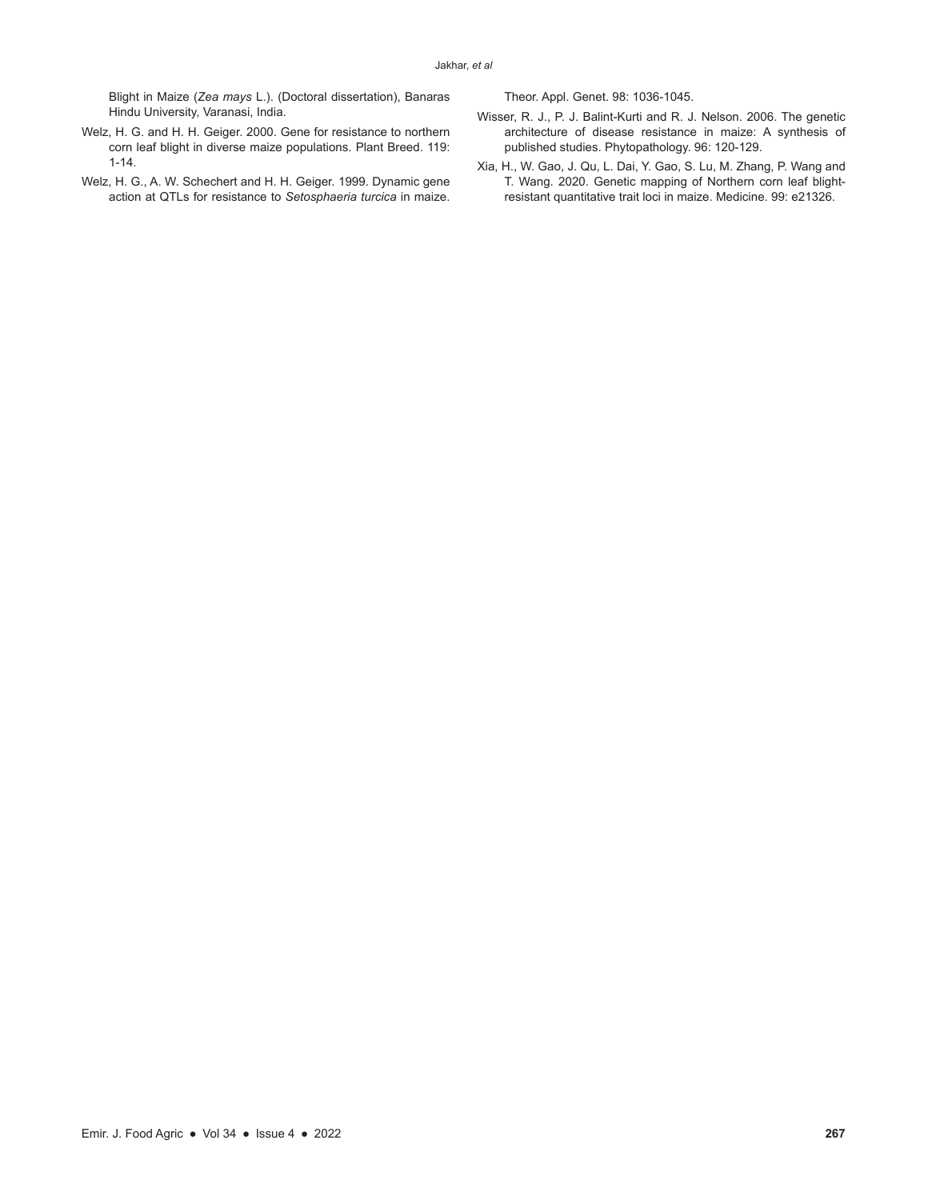Blight in Maize (*Zea mays* L.). (Doctoral dissertation), Banaras Hindu University, Varanasi, India.

Welz, H. G. and H. H. Geiger. 2000. Gene for resistance to northern corn leaf blight in diverse maize populations. Plant Breed. 119: 1-14.

Welz, H. G., A. W. Schechert and H. H. Geiger. 1999. Dynamic gene action at QTLs for resistance to *Setosphaeria turcica* in maize. Theor. Appl. Genet. 98: 1036-1045.

Wisser, R. J., P. J. Balint-Kurti and R. J. Nelson. 2006. The genetic architecture of disease resistance in maize: A synthesis of published studies. Phytopathology. 96: 120-129.

Xia, H., W. Gao, J. Qu, L. Dai, Y. Gao, S. Lu, M. Zhang, P. Wang and T. Wang. 2020. Genetic mapping of Northern corn leaf blight-resistant quantitative trait loci in maize. Medicine. 99: e21326.